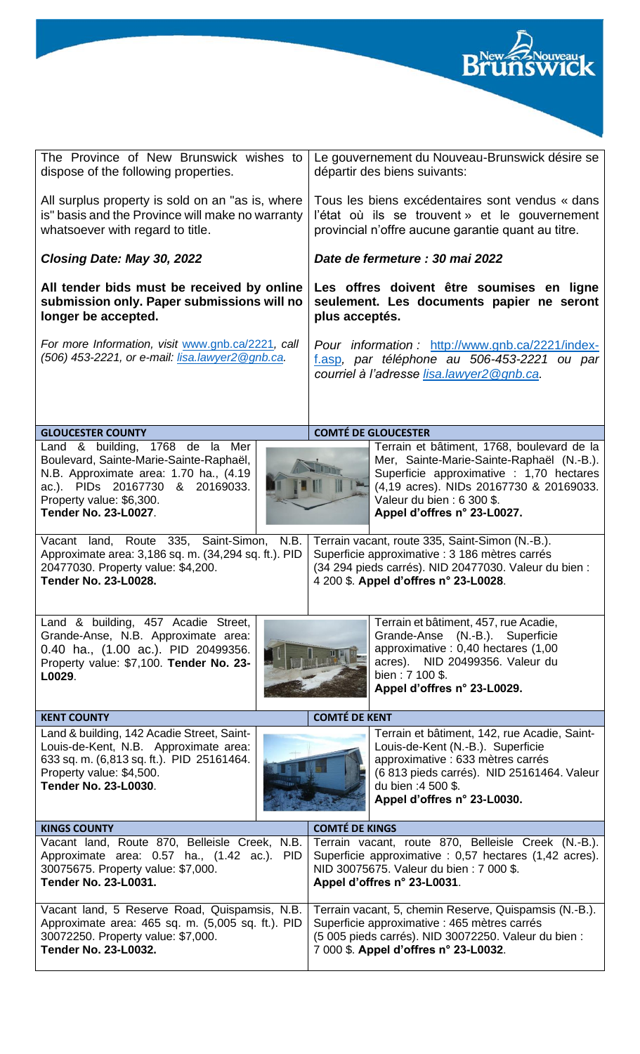| The Province of New Brunswick wishes to dispose of the following properties. | Le gouvernement du Nouveau-Brunswick désire se départir des biens suivants: |
|---|---|
| All surplus property is sold on an "as is, where is" basis and the Province will make no warranty whatsoever with regard to title. | Tous les biens excédentaires sont vendus « dans l'état où ils se trouvent » et le gouvernement provincial n'offre aucune garantie quant au titre. |
| ***Closing Date: May 30, 2022*** | ***Date de fermeture : 30 mai 2022*** |
| **All tender bids must be received by online submission only. Paper submissions will no longer be accepted.** | **Les offres doivent être soumises en ligne seulement. Les documents papier ne seront plus acceptés.** |
| *For more Information, visit www.gnb.ca/2221, call (506) 453-2221, or e-mail: lisa.lawyer2@gnb.ca.* | *Pour information : http://www.gnb.ca/2221/index-f.asp, par téléphone au 506-453-2221 ou par courriel à l'adresse lisa.lawyer2@gnb.ca.* |

| **GLOUCESTER COUNTY** | **COMTÉ DE GLOUCESTER** |
|---|---|
| Land & building, 1768 de la Mer Boulevard, Sainte-Marie-Sainte-Raphaël, N.B. Approximate area: 1.70 ha., (4.19 ac.). PIDs 20167730 & 20169033. Property value: $6,300. **Tender No. 23-L0027**. | Terrain et bâtiment, 1768, boulevard de la Mer, Sainte-Marie-Sainte-Raphaël (N.-B.). Superficie approximative : 1,70 hectares (4,19 acres). NIDs 20167730 & 20169033. Valeur du bien : 6 300 $. **Appel d'offres n° 23-L0027.** |
| Vacant land, Route 335, Saint-Simon, N.B. Approximate area: 3,186 sq. m. (34,294 sq. ft.). PID 20477030. Property value: $4,200. **Tender No. 23-L0028.** | Terrain vacant, route 335, Saint-Simon (N.-B.). Superficie approximative : 3 186 mètres carrés (34 294 pieds carrés). NID 20477030. Valeur du bien : 4 200 $. **Appel d'offres n° 23-L0028**. |
| Land & building, 457 Acadie Street, Grande-Anse, N.B. Approximate area: 0.40 ha., (1.00 ac.). PID 20499356. Property value: $7,100. **Tender No. 23-L0029**. | Terrain et bâtiment, 457, rue Acadie, Grande-Anse (N.-B.). Superficie approximative : 0,40 hectares (1,00 acres). NID 20499356. Valeur du bien : 7 100 $. **Appel d'offres n° 23-L0029.** |

| **KENT COUNTY** | **COMTÉ DE KENT** |
|---|---|
| Land & building, 142 Acadie Street, Saint-Louis-de-Kent, N.B. Approximate area: 633 sq. m. (6,813 sq. ft.). PID 25161464. Property value: $4,500. **Tender No. 23-L0030**. | Terrain et bâtiment, 142, rue Acadie, Saint-Louis-de-Kent (N.-B.). Superficie approximative : 633 mètres carrés (6 813 pieds carrés). NID 25161464. Valeur du bien :4 500 $. **Appel d'offres n° 23-L0030.** |

| **KINGS COUNTY** | **COMTÉ DE KINGS** |
|---|---|
| Vacant land, Route 870, Belleisle Creek, N.B. Approximate area: 0.57 ha., (1.42 ac.). PID 30075675. Property value: $7,000. **Tender No. 23-L0031.** | Terrain vacant, route 870, Belleisle Creek (N.-B.). Superficie approximative : 0,57 hectares (1,42 acres). NID 30075675. Valeur du bien : 7 000 $. **Appel d'offres n° 23-L0031**. |
| Vacant land, 5 Reserve Road, Quispamsis, N.B. Approximate area: 465 sq. m. (5,005 sq. ft.). PID 30072250. Property value: $7,000. **Tender No. 23-L0032.** | Terrain vacant, 5, chemin Reserve, Quispamsis (N.-B.). Superficie approximative : 465 mètres carrés (5 005 pieds carrés). NID 30072250. Valeur du bien : 7 000 $. **Appel d'offres n° 23-L0032**. |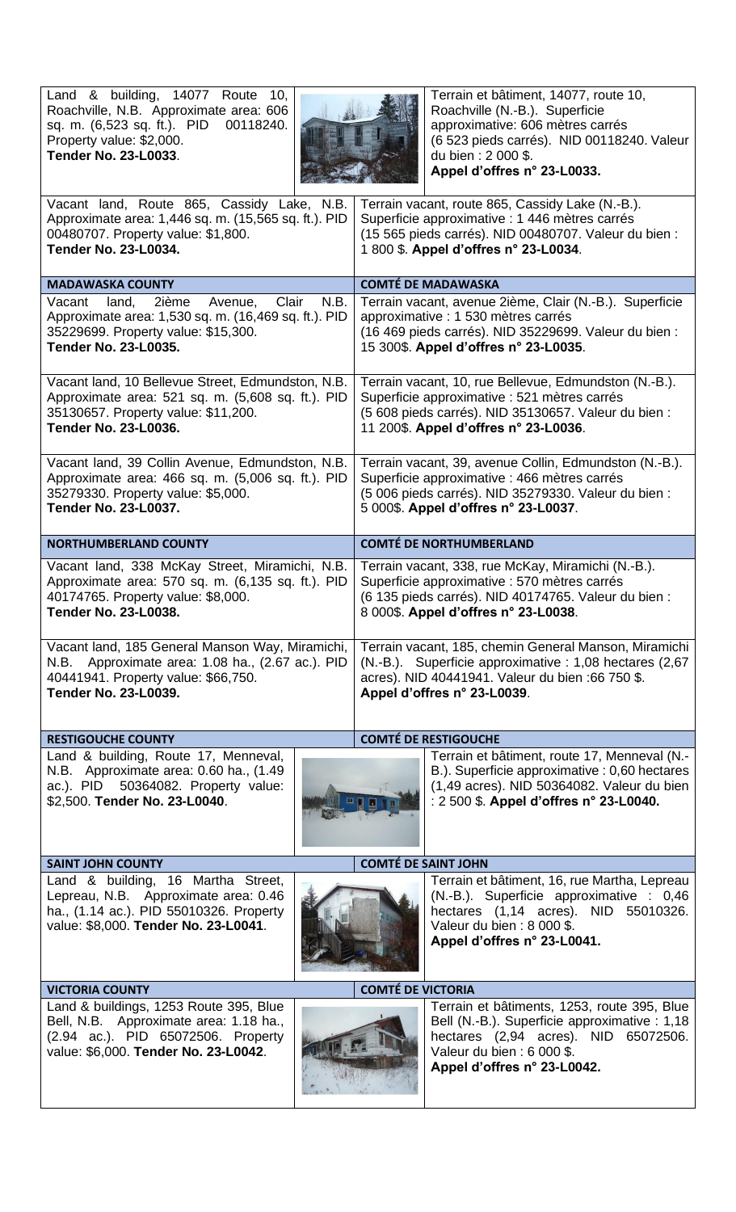| | |
|---|---|
| Land & building, 14077 Route 10, Roachville, N.B. Approximate area: 606 sq. m. (6,523 sq. ft.). PID 00118240. Property value: $2,000. **Tender No. 23-L0033**. | Terrain et bâtiment, 14077, route 10, Roachville (N.-B.). Superficie approximative: 606 mètres carrés (6 523 pieds carrés). NID 00118240. Valeur du bien : 2 000 $. **Appel d'offres n° 23-L0033.** |
| Vacant land, Route 865, Cassidy Lake, N.B. Approximate area: 1,446 sq. m. (15,565 sq. ft.). PID 00480707. Property value: $1,800. **Tender No. 23-L0034.** | Terrain vacant, route 865, Cassidy Lake (N.-B.). Superficie approximative : 1 446 mètres carrés (15 565 pieds carrés). NID 00480707. Valeur du bien : 1 800 $. **Appel d'offres n° 23-L0034**. |
| **MADAWASKA COUNTY** | **COMTÉ DE MADAWASKA** |
| Vacant land, 2ième Avenue, Clair N.B. Approximate area: 1,530 sq. m. (16,469 sq. ft.). PID 35229699. Property value: $15,300. **Tender No. 23-L0035.** | Terrain vacant, avenue 2ième, Clair (N.-B.). Superficie approximative : 1 530 mètres carrés (16 469 pieds carrés). NID 35229699. Valeur du bien : 15 300$. **Appel d'offres n° 23-L0035**. |
| Vacant land, 10 Bellevue Street, Edmundston, N.B. Approximate area: 521 sq. m. (5,608 sq. ft.). PID 35130657. Property value: $11,200. **Tender No. 23-L0036.** | Terrain vacant, 10, rue Bellevue, Edmundston (N.-B.). Superficie approximative : 521 mètres carrés (5 608 pieds carrés). NID 35130657. Valeur du bien : 11 200$. **Appel d'offres n° 23-L0036**. |
| Vacant land, 39 Collin Avenue, Edmundston, N.B. Approximate area: 466 sq. m. (5,006 sq. ft.). PID 35279330. Property value: $5,000. **Tender No. 23-L0037.** | Terrain vacant, 39, avenue Collin, Edmundston (N.-B.). Superficie approximative : 466 mètres carrés (5 006 pieds carrés). NID 35279330. Valeur du bien : 5 000$. **Appel d'offres n° 23-L0037**. |
| **NORTHUMBERLAND COUNTY** | **COMTÉ DE NORTHUMBERLAND** |
| Vacant land, 338 McKay Street, Miramichi, N.B. Approximate area: 570 sq. m. (6,135 sq. ft.). PID 40174765. Property value: $8,000. **Tender No. 23-L0038.** | Terrain vacant, 338, rue McKay, Miramichi (N.-B.). Superficie approximative : 570 mètres carrés (6 135 pieds carrés). NID 40174765. Valeur du bien : 8 000$. **Appel d'offres n° 23-L0038**. |
| Vacant land, 185 General Manson Way, Miramichi, N.B. Approximate area: 1.08 ha., (2.67 ac.). PID 40441941. Property value: $66,750. **Tender No. 23-L0039.** | Terrain vacant, 185, chemin General Manson, Miramichi (N.-B.). Superficie approximative : 1,08 hectares (2,67 acres). NID 40441941. Valeur du bien :66 750 $. **Appel d'offres n° 23-L0039**. |
| **RESTIGOUCHE COUNTY** | **COMTÉ DE RESTIGOUCHE** |
| Land & building, Route 17, Menneval, N.B. Approximate area: 0.60 ha., (1.49 ac.). PID 50364082. Property value: $2,500. **Tender No. 23-L0040**. | Terrain et bâtiment, route 17, Menneval (N.-B.). Superficie approximative : 0,60 hectares (1,49 acres). NID 50364082. Valeur du bien : 2 500 $. **Appel d'offres n° 23-L0040.** |
| **SAINT JOHN COUNTY** | **COMTÉ DE SAINT JOHN** |
| Land & building, 16 Martha Street, Lepreau, N.B. Approximate area: 0.46 ha., (1.14 ac.). PID 55010326. Property value: $8,000. **Tender No. 23-L0041**. | Terrain et bâtiment, 16, rue Martha, Lepreau (N.-B.). Superficie approximative : 0,46 hectares (1,14 acres). NID 55010326. Valeur du bien : 8 000 $. **Appel d'offres n° 23-L0041.** |
| **VICTORIA COUNTY** | **COMTÉ DE VICTORIA** |
| Land & buildings, 1253 Route 395, Blue Bell, N.B. Approximate area: 1.18 ha., (2.94 ac.). PID 65072506. Property value: $6,000. **Tender No. 23-L0042**. | Terrain et bâtiments, 1253, route 395, Blue Bell (N.-B.). Superficie approximative : 1,18 hectares (2,94 acres). NID 65072506. Valeur du bien : 6 000 $. **Appel d'offres n° 23-L0042.** |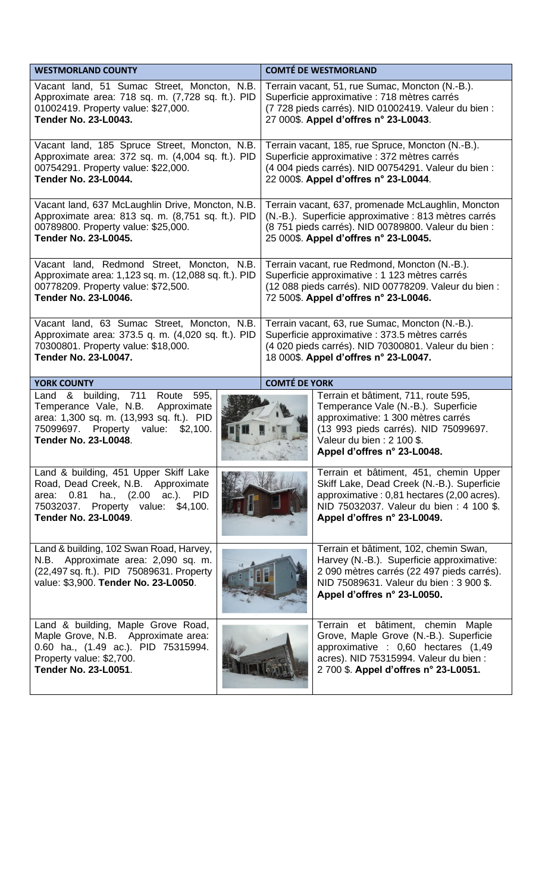| WESTMORLAND COUNTY | COMTÉ DE WESTMORLAND |
|---|---|
| Vacant land, 51 Sumac Street, Moncton, N.B. Approximate area: 718 sq. m. (7,728 sq. ft.). PID 01002419. Property value: $27,000. **Tender No. 23-L0043.** | Terrain vacant, 51, rue Sumac, Moncton (N.-B.). Superficie approximative : 718 mètres carrés (7 728 pieds carrés). NID 01002419. Valeur du bien : 27 000$. **Appel d'offres n° 23-L0043**. |
| Vacant land, 185 Spruce Street, Moncton, N.B. Approximate area: 372 sq. m. (4,004 sq. ft.). PID 00754291. Property value: $22,000. **Tender No. 23-L0044.** | Terrain vacant, 185, rue Spruce, Moncton (N.-B.). Superficie approximative : 372 mètres carrés (4 004 pieds carrés). NID 00754291. Valeur du bien : 22 000$. **Appel d'offres n° 23-L0044**. |
| Vacant land, 637 McLaughlin Drive, Moncton, N.B. Approximate area: 813 sq. m. (8,751 sq. ft.). PID 00789800. Property value: $25,000. **Tender No. 23-L0045.** | Terrain vacant, 637, promenade McLaughlin, Moncton (N.-B.). Superficie approximative : 813 mètres carrés (8 751 pieds carrés). NID 00789800. Valeur du bien : 25 000$. **Appel d'offres n° 23-L0045.** |
| Vacant land, Redmond Street, Moncton, N.B. Approximate area: 1,123 sq. m. (12,088 sq. ft.). PID 00778209. Property value: $72,500. **Tender No. 23-L0046.** | Terrain vacant, rue Redmond, Moncton (N.-B.). Superficie approximative : 1 123 mètres carrés (12 088 pieds carrés). NID 00778209. Valeur du bien : 72 500$. **Appel d'offres n° 23-L0046.** |
| Vacant land, 63 Sumac Street, Moncton, N.B. Approximate area: 373.5 q. m. (4,020 sq. ft.). PID 70300801. Property value: $18,000. **Tender No. 23-L0047.** | Terrain vacant, 63, rue Sumac, Moncton (N.-B.). Superficie approximative : 373.5 mètres carrés (4 020 pieds carrés). NID 70300801. Valeur du bien : 18 000$. **Appel d'offres n° 23-L0047.** |

| YORK COUNTY | COMTÉ DE YORK |
|---|---|
| Land & building, 711 Route 595, Temperance Vale, N.B. Approximate area: 1,300 sq. m. (13,993 sq. ft.). PID 75099697. Property value: $2,100. **Tender No. 23-L0048**. | Terrain et bâtiment, 711, route 595, Temperance Vale (N.-B.). Superficie approximative: 1 300 mètres carrés (13 993 pieds carrés). NID 75099697. Valeur du bien : 2 100 $. **Appel d'offres n° 23-L0048.** |
| Land & building, 451 Upper Skiff Lake Road, Dead Creek, N.B. Approximate area: 0.81 ha., (2.00 ac.). PID 75032037. Property value: $4,100. **Tender No. 23-L0049**. | Terrain et bâtiment, 451, chemin Upper Skiff Lake, Dead Creek (N.-B.). Superficie approximative : 0,81 hectares (2,00 acres). NID 75032037. Valeur du bien : 4 100 $. **Appel d'offres n° 23-L0049.** |
| Land & building, 102 Swan Road, Harvey, N.B. Approximate area: 2,090 sq. m. (22,497 sq. ft.). PID 75089631. Property value: $3,900. **Tender No. 23-L0050**. | Terrain et bâtiment, 102, chemin Swan, Harvey (N.-B.). Superficie approximative: 2 090 mètres carrés (22 497 pieds carrés). NID 75089631. Valeur du bien : 3 900 $. **Appel d'offres n° 23-L0050.** |
| Land & building, Maple Grove Road, Maple Grove, N.B. Approximate area: 0.60 ha., (1.49 ac.). PID 75315994. Property value: $2,700. **Tender No. 23-L0051**. | Terrain et bâtiment, chemin Maple Grove, Maple Grove (N.-B.). Superficie approximative : 0,60 hectares (1,49 acres). NID 75315994. Valeur du bien : 2 700 $. **Appel d'offres n° 23-L0051.** |